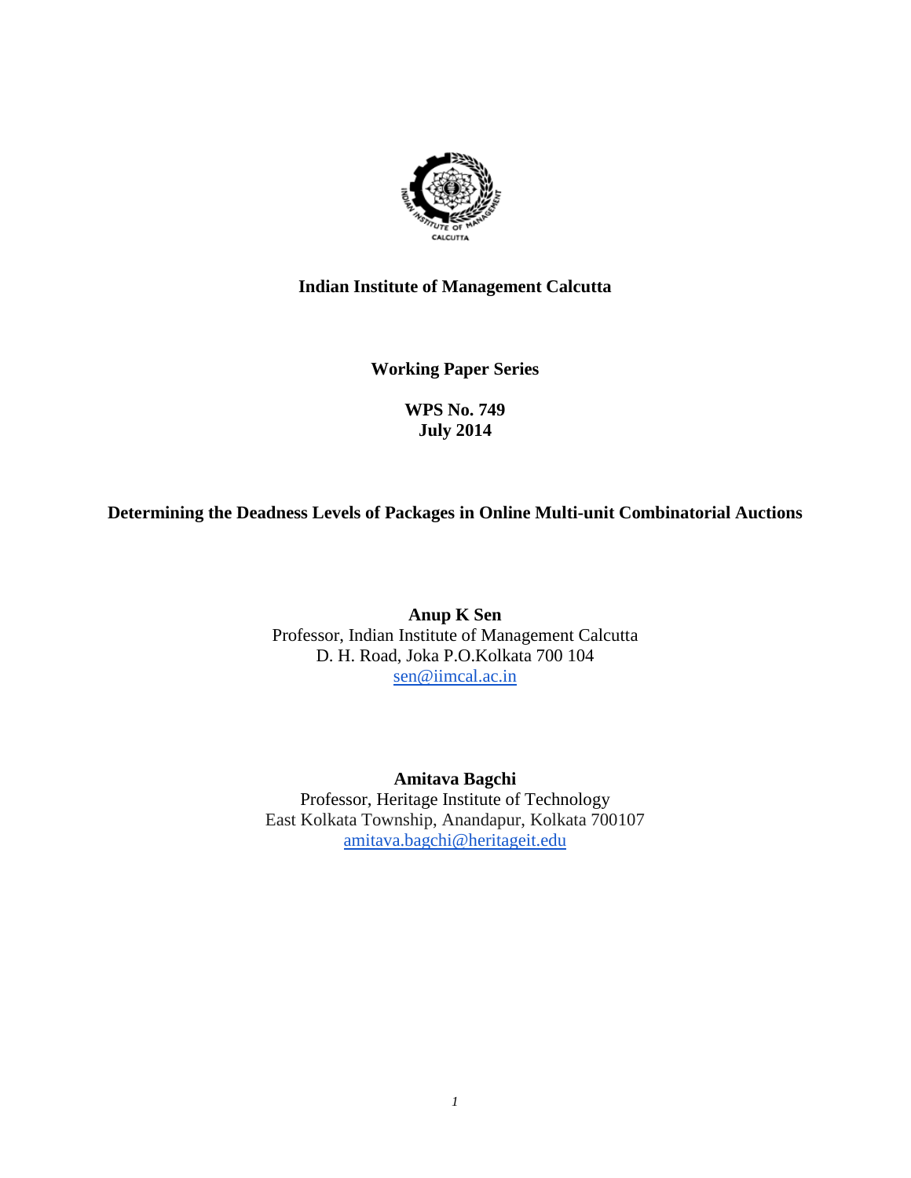**Indian Institute of Management Calcutta**

**Working Paper Series**

**WPS No. 749**
**July 2014**

# Determining the Deadness Levels of Packages in Online Multi-unit Combinatorial Auctions

**Anup K Sen**
Professor, Indian Institute of Management Calcutta
D. H. Road, Joka P.O.Kolkata 700 104
sen@iimcal.ac.in

**Amitava Bagchi**
Professor, Heritage Institute of Technology
East Kolkata Township, Anandapur, Kolkata 700107
amitava.bagchi@heritageit.edu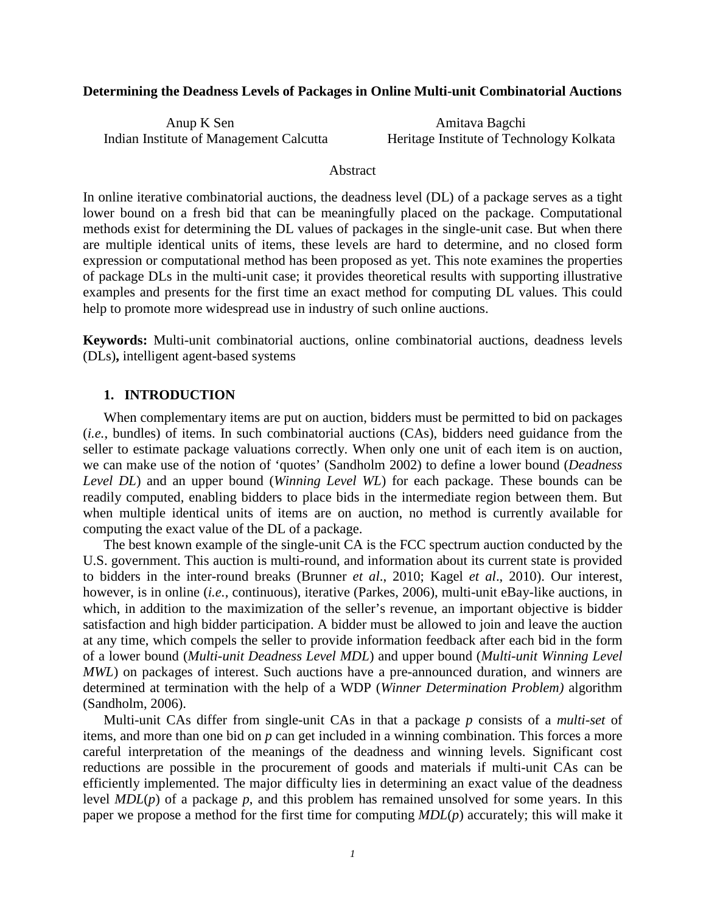**Determining the Deadness Levels of Packages in Online Multi-unit Combinatorial Auctions**

Anup K Sen
Indian Institute of Management Calcutta

Amitava Bagchi
Heritage Institute of Technology Kolkata

Abstract

In online iterative combinatorial auctions, the deadness level (DL) of a package serves as a tight lower bound on a fresh bid that can be meaningfully placed on the package. Computational methods exist for determining the DL values of packages in the single-unit case. But when there are multiple identical units of items, these levels are hard to determine, and no closed form expression or computational method has been proposed as yet. This note examines the properties of package DLs in the multi-unit case; it provides theoretical results with supporting illustrative examples and presents for the first time an exact method for computing DL values. This could help to promote more widespread use in industry of such online auctions.

**Keywords:** Multi-unit combinatorial auctions, online combinatorial auctions, deadness levels (DLs)**,** intelligent agent-based systems

## 1. INTRODUCTION

When complementary items are put on auction, bidders must be permitted to bid on packages (*i.e.*, bundles) of items. In such combinatorial auctions (CAs), bidders need guidance from the seller to estimate package valuations correctly. When only one unit of each item is on auction, we can make use of the notion of 'quotes' (Sandholm 2002) to define a lower bound (*Deadness Level DL*) and an upper bound (*Winning Level WL*) for each package. These bounds can be readily computed, enabling bidders to place bids in the intermediate region between them. But when multiple identical units of items are on auction, no method is currently available for computing the exact value of the DL of a package.

The best known example of the single-unit CA is the FCC spectrum auction conducted by the U.S. government. This auction is multi-round, and information about its current state is provided to bidders in the inter-round breaks (Brunner *et al*., 2010; Kagel *et al*., 2010). Our interest, however, is in online (*i.e.*, continuous), iterative (Parkes, 2006), multi-unit eBay-like auctions, in which, in addition to the maximization of the seller's revenue, an important objective is bidder satisfaction and high bidder participation. A bidder must be allowed to join and leave the auction at any time, which compels the seller to provide information feedback after each bid in the form of a lower bound (*Multi-unit Deadness Level MDL*) and upper bound (*Multi-unit Winning Level MWL*) on packages of interest. Such auctions have a pre-announced duration, and winners are determined at termination with the help of a WDP (*Winner Determination Problem)* algorithm (Sandholm, 2006).

Multi-unit CAs differ from single-unit CAs in that a package $p$ consists of a *multi-set* of items, and more than one bid on $p$ can get included in a winning combination. This forces a more careful interpretation of the meanings of the deadness and winning levels. Significant cost reductions are possible in the procurement of goods and materials if multi-unit CAs can be efficiently implemented. The major difficulty lies in determining an exact value of the deadness level $MDL(p)$ of a package $p$, and this problem has remained unsolved for some years. In this paper we propose a method for the first time for computing $MDL(p)$ accurately; this will make it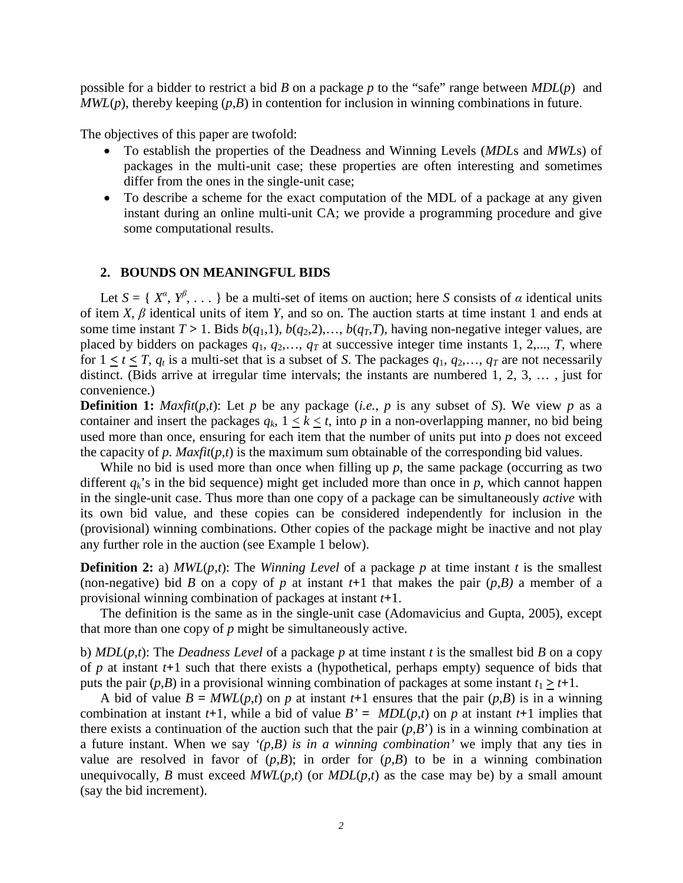possible for a bidder to restrict a bid $B$ on a package $p$ to the "safe" range between $MDL(p)$ and $MWL(p)$, thereby keeping $(p,B)$ in contention for inclusion in winning combinations in future.

The objectives of this paper are twofold:

- To establish the properties of the Deadness and Winning Levels (*MDL*s and *MWL*s) of packages in the multi-unit case; these properties are often interesting and sometimes differ from the ones in the single-unit case;
- To describe a scheme for the exact computation of the MDL of a package at any given instant during an online multi-unit CA; we provide a programming procedure and give some computational results.

## 2. BOUNDS ON MEANINGFUL BIDS

Let $S = \{ X^{\alpha}, Y^{\beta}, \ldots \}$ be a multi-set of items on auction; here $S$ consists of $\alpha$ identical units of item $X$, $\beta$ identical units of item $Y$, and so on. The auction starts at time instant 1 and ends at some time instant $T > 1$. Bids $b(q_1,1)$, $b(q_2,2)$,…, $b(q_T,T)$, having non-negative integer values, are placed by bidders on packages $q_1, q_2,\ldots, q_T$ at successive integer time instants 1, 2,..., $T$, where for $1 \leq t \leq T$, $q_t$ is a multi-set that is a subset of $S$. The packages $q_1, q_2,\ldots, q_T$ are not necessarily distinct. (Bids arrive at irregular time intervals; the instants are numbered 1, 2, 3, … , just for convenience.)

**Definition 1:** $Maxfit(p,t)$: Let $p$ be any package (*i.e.*, $p$ is any subset of $S$). We view $p$ as a container and insert the packages $q_k$, $1 \leq k \leq t$, into $p$ in a non-overlapping manner, no bid being used more than once, ensuring for each item that the number of units put into $p$ does not exceed the capacity of $p$. $Maxfit(p,t)$ is the maximum sum obtainable of the corresponding bid values.

While no bid is used more than once when filling up $p$, the same package (occurring as two different $q_k$'s in the bid sequence) might get included more than once in $p$, which cannot happen in the single-unit case. Thus more than one copy of a package can be simultaneously *active* with its own bid value, and these copies can be considered independently for inclusion in the (provisional) winning combinations. Other copies of the package might be inactive and not play any further role in the auction (see Example 1 below).

**Definition 2:** a) $MWL(p,t)$: The *Winning Level* of a package $p$ at time instant $t$ is the smallest (non-negative) bid $B$ on a copy of $p$ at instant $t$+1 that makes the pair $(p,B)$ a member of a provisional winning combination of packages at instant $t$+1.

The definition is the same as in the single-unit case (Adomavicius and Gupta, 2005), except that more than one copy of $p$ might be simultaneously active.

b) $MDL(p,t)$: The *Deadness Level* of a package $p$ at time instant $t$ is the smallest bid $B$ on a copy of $p$ at instant $t$+1 such that there exists a (hypothetical, perhaps empty) sequence of bids that puts the pair $(p,B)$ in a provisional winning combination of packages at some instant $t_1 \geq t$+1.

A bid of value $B = MWL(p,t)$ on $p$ at instant $t$+1 ensures that the pair $(p,B)$ is in a winning combination at instant $t$+1, while a bid of value $B' = MDL(p,t)$ on $p$ at instant $t$+1 implies that there exists a continuation of the auction such that the pair $(p,B')$ is in a winning combination at a future instant. When we say '*$(p,B)$ is in a winning combination*' we imply that any ties in value are resolved in favor of $(p,B)$; in order for $(p,B)$ to be in a winning combination unequivocally, $B$ must exceed $MWL(p,t)$ (or $MDL(p,t)$ as the case may be) by a small amount (say the bid increment).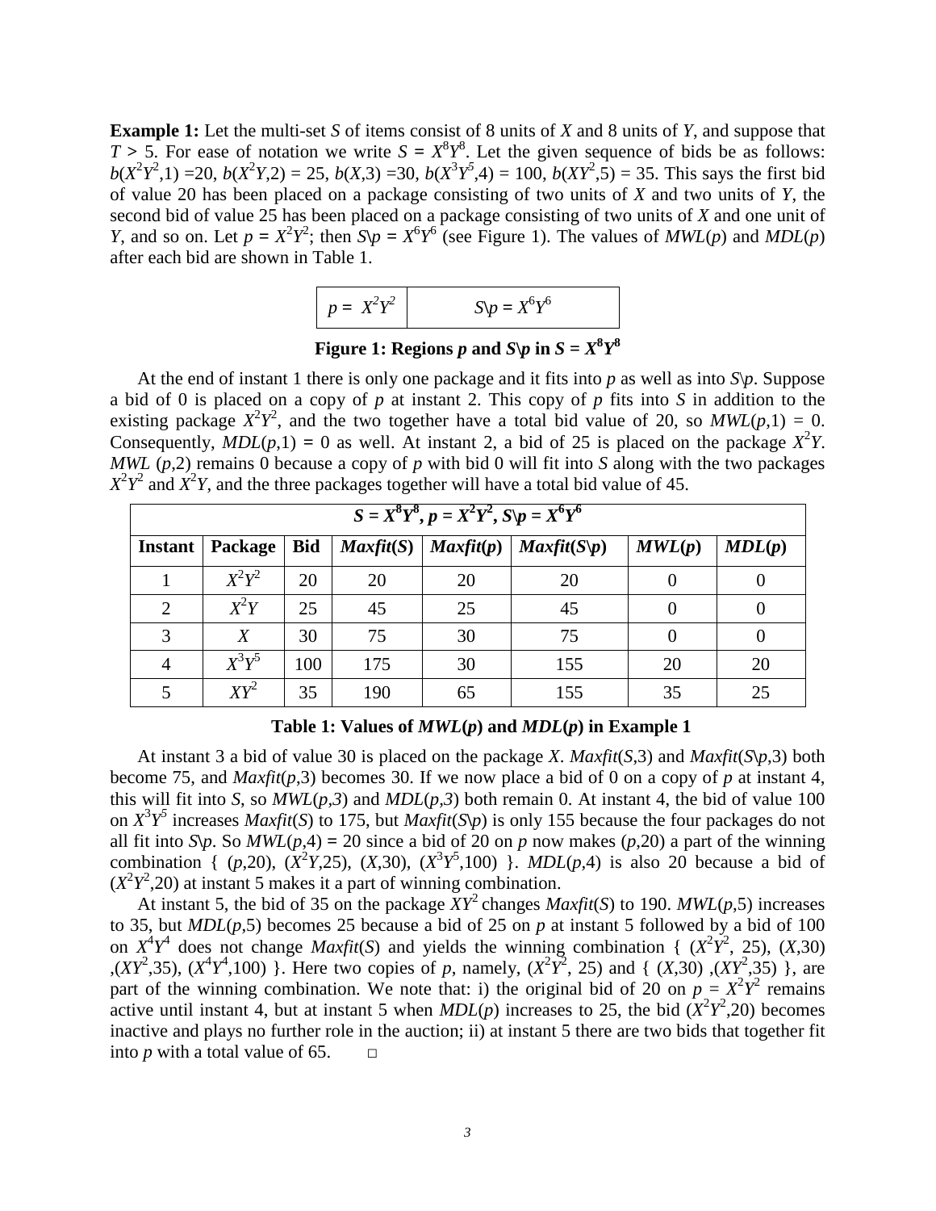**Example 1:** Let the multi-set $S$ of items consist of 8 units of $X$ and 8 units of $Y$, and suppose that $T > 5$. For ease of notation we write $S = X^8Y^8$. Let the given sequence of bids be as follows: $b(X^2Y^2,1) = 20$, $b(X^2Y,2) = 25$, $b(X,3) = 30$, $b(X^3Y^5,4) = 100$, $b(XY^2,5) = 35$. This says the first bid of value 20 has been placed on a package consisting of two units of $X$ and two units of $Y$, the second bid of value 25 has been placed on a package consisting of two units of $X$ and one unit of $Y$, and so on. Let $p = X^2Y^2$; then $S \backslash p = X^6Y^6$ (see Figure 1). The values of $MWL(p)$ and $MDL(p)$ after each bid are shown in Table 1.

| $p = X^2Y^2$ | $S \backslash p = X^6Y^6$ |
|---|---|

**Figure 1: Regions $p$ and $S \backslash p$ in $S = X^8Y^8$**

At the end of instant 1 there is only one package and it fits into $p$ as well as into $S \backslash p$. Suppose a bid of 0 is placed on a copy of $p$ at instant 2. This copy of $p$ fits into $S$ in addition to the existing package $X^2Y^2$, and the two together have a total bid value of 20, so $MWL(p,1) = 0$. Consequently, $MDL(p,1) = 0$ as well. At instant 2, a bid of 25 is placed on the package $X^2Y$. $MWL(p,2)$ remains 0 because a copy of $p$ with bid 0 will fit into $S$ along with the two packages $X^2Y^2$ and $X^2Y$, and the three packages together will have a total bid value of 45.

| $S = X^8Y^8$, $p = X^2Y^2$, $S \backslash p = X^6Y^6$ | | | | | | | |
|---|---|---|---|---|---|---|---|
| **Instant** | **Package** | **Bid** | ***Maxfit*(*S*)** | ***Maxfit*(*p*)** | ***Maxfit*(*S*\\*p*)** | ***MWL*(*p*)** | ***MDL*(*p*)** |
| 1 | $X^2Y^2$ | 20 | 20 | 20 | 20 | 0 | 0 |
| 2 | $X^2Y$ | 25 | 45 | 25 | 45 | 0 | 0 |
| 3 | $X$ | 30 | 75 | 30 | 75 | 0 | 0 |
| 4 | $X^3Y^5$ | 100 | 175 | 30 | 155 | 20 | 20 |
| 5 | $XY^2$ | 35 | 190 | 65 | 155 | 35 | 25 |

**Table 1: Values of $MWL(p)$ and $MDL(p)$ in Example 1**

At instant 3 a bid of value 30 is placed on the package $X$. $Maxfit(S,3)$ and $Maxfit(S \backslash p,3)$ both become 75, and $Maxfit(p,3)$ becomes 30. If we now place a bid of 0 on a copy of $p$ at instant 4, this will fit into $S$, so $MWL(p,3)$ and $MDL(p,3)$ both remain 0. At instant 4, the bid of value 100 on $X^3Y^5$ increases $Maxfit(S)$ to 175, but $Maxfit(S \backslash p)$ is only 155 because the four packages do not all fit into $S \backslash p$. So $MWL(p,4) = 20$ since a bid of 20 on $p$ now makes $(p,20)$ a part of the winning combination { $(p,20)$, $(X^2Y,25)$, $(X,30)$, $(X^3Y^5,100)$ }. $MDL(p,4)$ is also 20 because a bid of $(X^2Y^2,20)$ at instant 5 makes it a part of winning combination.

At instant 5, the bid of 35 on the package $XY^2$ changes $Maxfit(S)$ to 190. $MWL(p,5)$ increases to 35, but $MDL(p,5)$ becomes 25 because a bid of 25 on $p$ at instant 5 followed by a bid of 100 on $X^4Y^4$ does not change $Maxfit(S)$ and yields the winning combination { $(X^2Y^2, 25)$, $(X,30)$ ,$(XY^2,35)$, $(X^4Y^4,100)$ }. Here two copies of $p$, namely, $(X^2Y^2, 25)$ and { $(X,30)$ ,$(XY^2,35)$ }, are part of the winning combination. We note that: i) the original bid of 20 on $p = X^2Y^2$ remains active until instant 4, but at instant 5 when $MDL(p)$ increases to 25, the bid $(X^2Y^2,20)$ becomes inactive and plays no further role in the auction; ii) at instant 5 there are two bids that together fit into $p$ with a total value of 65. □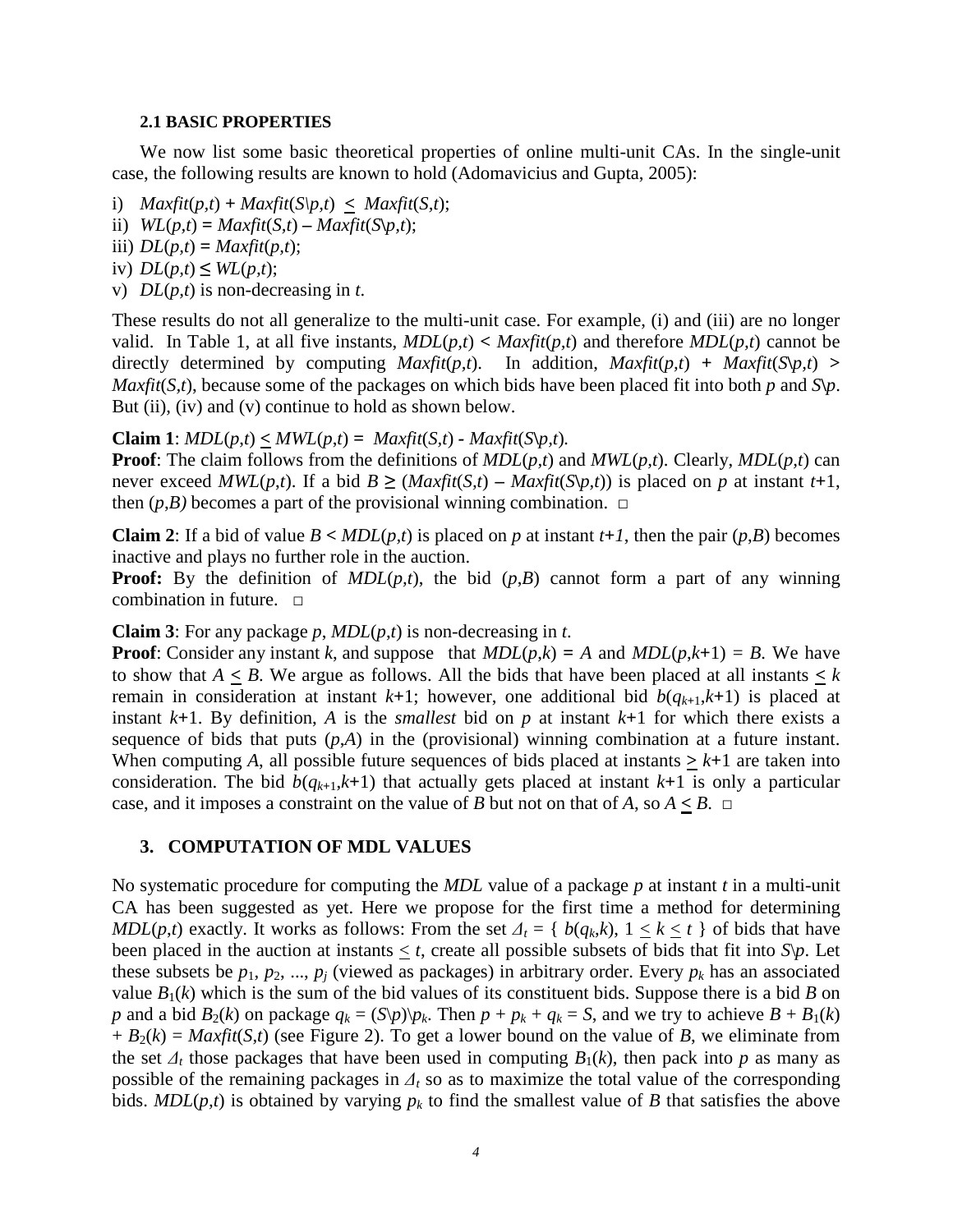### 2.1 BASIC PROPERTIES

We now list some basic theoretical properties of online multi-unit CAs. In the single-unit case, the following results are known to hold (Adomavicius and Gupta, 2005):

i) $Maxfit(p,t) + Maxfit(S\backslash p,t) \leq Maxfit(S,t)$;
ii) $WL(p,t) = Maxfit(S,t) - Maxfit(S\backslash p,t)$;
iii) $DL(p,t) = Maxfit(p,t)$;
iv) $DL(p,t) \leq WL(p,t)$;
v) $DL(p,t)$ is non-decreasing in $t$.

These results do not all generalize to the multi-unit case. For example, (i) and (iii) are no longer valid. In Table 1, at all five instants, $MDL(p,t) < Maxfit(p,t)$ and therefore $MDL(p,t)$ cannot be directly determined by computing $Maxfit(p,t)$. In addition, $Maxfit(p,t) + Maxfit(S\backslash p,t) > Maxfit(S,t)$, because some of the packages on which bids have been placed fit into both $p$ and $S\backslash p$. But (ii), (iv) and (v) continue to hold as shown below.

**Claim 1**: $MDL(p,t) \leq MWL(p,t) = Maxfit(S,t) - Maxfit(S\backslash p,t)$.
**Proof**: The claim follows from the definitions of $MDL(p,t)$ and $MWL(p,t)$. Clearly, $MDL(p,t)$ can never exceed $MWL(p,t)$. If a bid $B \geq (Maxfit(S,t) - Maxfit(S\backslash p,t))$ is placed on $p$ at instant $t$+1, then $(p,B)$ becomes a part of the provisional winning combination. □

**Claim 2**: If a bid of value $B < MDL(p,t)$ is placed on $p$ at instant $t+1$, then the pair $(p,B)$ becomes inactive and plays no further role in the auction.
**Proof:** By the definition of $MDL(p,t)$, the bid $(p,B)$ cannot form a part of any winning combination in future. □

**Claim 3**: For any package $p$, $MDL(p,t)$ is non-decreasing in $t$.
**Proof**: Consider any instant $k$, and suppose that $MDL(p,k) = A$ and $MDL(p,k+1) = B$. We have to show that $A \leq B$. We argue as follows. All the bids that have been placed at all instants $\leq k$ remain in consideration at instant $k$+1; however, one additional bid $b(q_{k+1},k+1)$ is placed at instant $k$+1. By definition, $A$ is the *smallest* bid on $p$ at instant $k$+1 for which there exists a sequence of bids that puts $(p,A)$ in the (provisional) winning combination at a future instant. When computing $A$, all possible future sequences of bids placed at instants $\geq k$+1 are taken into consideration. The bid $b(q_{k+1},k+1)$ that actually gets placed at instant $k$+1 is only a particular case, and it imposes a constraint on the value of $B$ but not on that of $A$, so $A \leq B$. □

## 3. COMPUTATION OF MDL VALUES

No systematic procedure for computing the *MDL* value of a package $p$ at instant $t$ in a multi-unit CA has been suggested as yet. Here we propose for the first time a method for determining $MDL(p,t)$ exactly. It works as follows: From the set $\Delta_t = \{ b(q_k,k), 1 \leq k \leq t \}$ of bids that have been placed in the auction at instants $\leq t$, create all possible subsets of bids that fit into $S\backslash p$. Let these subsets be $p_1, p_2, ..., p_j$ (viewed as packages) in arbitrary order. Every $p_k$ has an associated value $B_1(k)$ which is the sum of the bid values of its constituent bids. Suppose there is a bid $B$ on $p$ and a bid $B_2(k)$ on package $q_k = (S\backslash p)\backslash p_k$. Then $p + p_k + q_k = S$, and we try to achieve $B + B_1(k) + B_2(k) = Maxfit(S,t)$ (see Figure 2). To get a lower bound on the value of $B$, we eliminate from the set $\Delta_t$ those packages that have been used in computing $B_1(k)$, then pack into $p$ as many as possible of the remaining packages in $\Delta_t$ so as to maximize the total value of the corresponding bids. $MDL(p,t)$ is obtained by varying $p_k$ to find the smallest value of $B$ that satisfies the above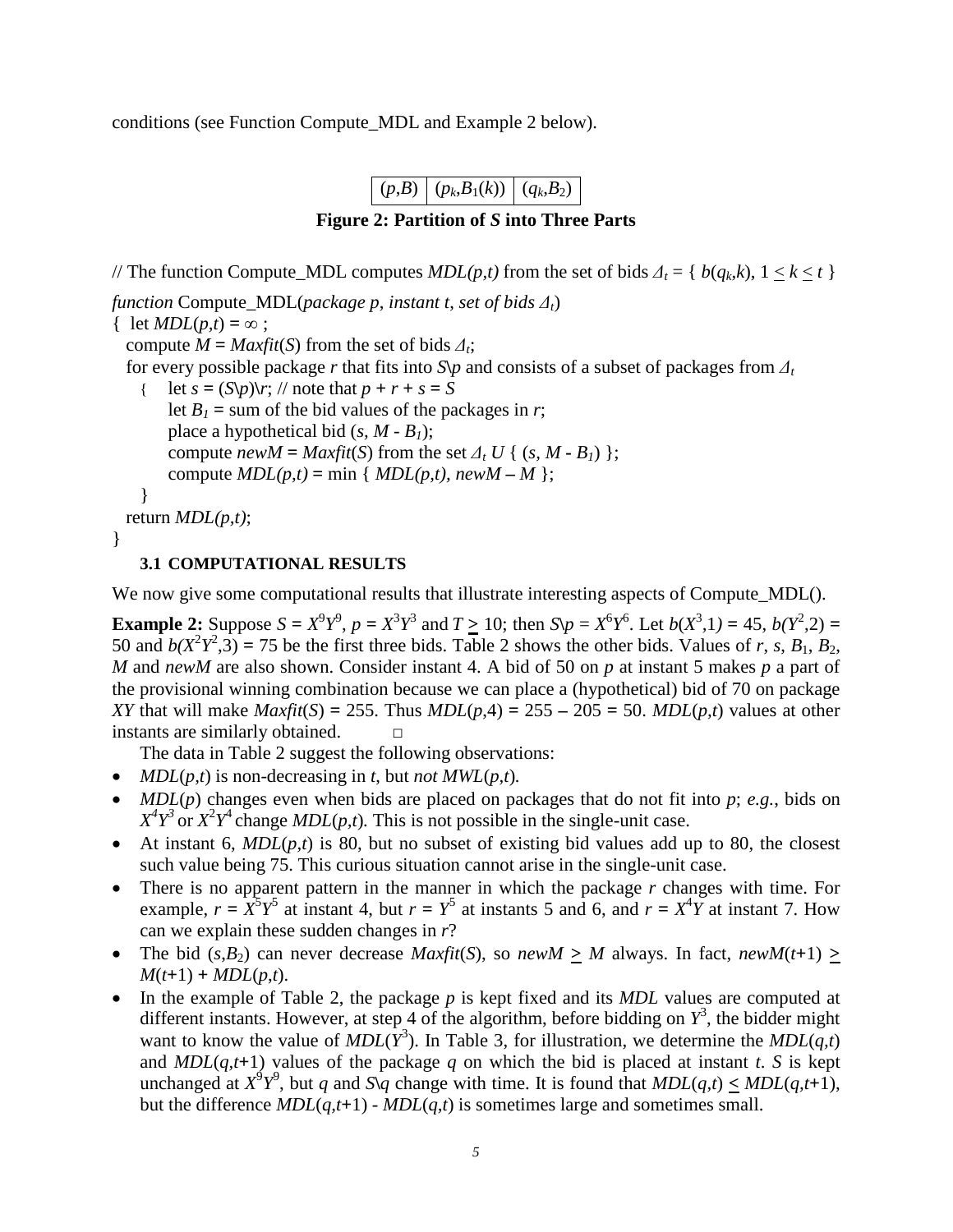conditions (see Function Compute_MDL and Example 2 below).

| $(p,B)$ | $(p_k,B_1(k))$ | $(q_k,B_2)$ |
|---|---|---|

**Figure 2: Partition of *S* into Three Parts**

```
// The function Compute_MDL computes MDL(p,t) from the set of bids Δt = { b(qk,k), 1 ≤ k ≤ t }
function Compute_MDL(package p, instant t, set of bids Δt)
{  let MDL(p,t) = ∞ ;
   compute M = Maxfit(S) from the set of bids Δt;
   for every possible package r that fits into S\p and consists of a subset of packages from Δt
   {   let s = (S\p)\r; // note that p + r + s = S
       let B1 = sum of the bid values of the packages in r;
       place a hypothetical bid (s, M - B1);
       compute newM = Maxfit(S) from the set Δt U { (s, M - B1) };
       compute MDL(p,t) = min { MDL(p,t), newM – M };
   }
   return MDL(p,t);
}
```

### 3.1 COMPUTATIONAL RESULTS

We now give some computational results that illustrate interesting aspects of Compute_MDL().

**Example 2:** Suppose $S = X^9Y^9$, $p = X^3Y^3$ and $T \geq 10$; then $S\backslash p = X^6Y^6$. Let $b(X^3,1) = 45$, $b(Y^2,2) = 50$ and $b(X^2Y^2,3) = 75$ be the first three bids. Table 2 shows the other bids. Values of $r$, $s$, $B_1$, $B_2$, $M$ and $newM$ are also shown. Consider instant 4. A bid of 50 on $p$ at instant 5 makes $p$ a part of the provisional winning combination because we can place a (hypothetical) bid of 70 on package $XY$ that will make $Maxfit(S) = 255$. Thus $MDL(p,4) = 255 - 205 = 50$. $MDL(p,t)$ values at other instants are similarly obtained. □

The data in Table 2 suggest the following observations:

- $MDL(p,t)$ is non-decreasing in $t$, but *not* $MWL(p,t)$.
- $MDL(p)$ changes even when bids are placed on packages that do not fit into $p$; *e.g.*, bids on $X^4Y^3$ or $X^2Y^4$ change $MDL(p,t)$. This is not possible in the single-unit case.
- At instant 6, $MDL(p,t)$ is 80, but no subset of existing bid values add up to 80, the closest such value being 75. This curious situation cannot arise in the single-unit case.
- There is no apparent pattern in the manner in which the package $r$ changes with time. For example, $r = X^5Y^5$ at instant 4, but $r = Y^5$ at instants 5 and 6, and $r = X^4Y$ at instant 7. How can we explain these sudden changes in $r$?
- The bid $(s,B_2)$ can never decrease $Maxfit(S)$, so $newM \geq M$ always. In fact, $newM(t+1) \geq M(t+1) + MDL(p,t)$.
- In the example of Table 2, the package $p$ is kept fixed and its $MDL$ values are computed at different instants. However, at step 4 of the algorithm, before bidding on $Y^3$, the bidder might want to know the value of $MDL(Y^3)$. In Table 3, for illustration, we determine the $MDL(q,t)$ and $MDL(q,t+1)$ values of the package $q$ on which the bid is placed at instant $t$. $S$ is kept unchanged at $X^9Y^9$, but $q$ and $S\backslash q$ change with time. It is found that $MDL(q,t) \leq MDL(q,t+1)$, but the difference $MDL(q,t+1)$ - $MDL(q,t)$ is sometimes large and sometimes small.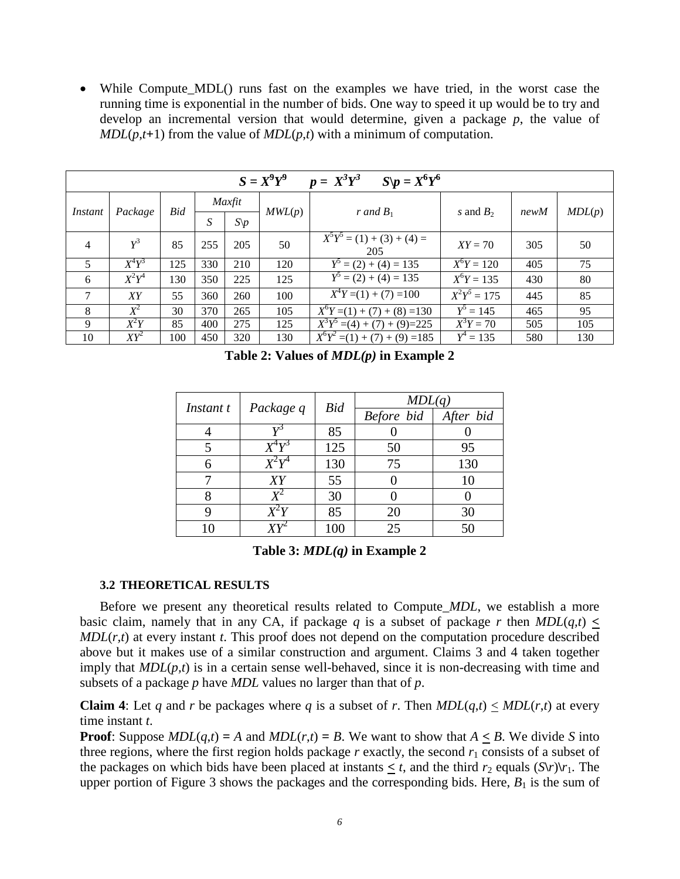- While Compute_MDL() runs fast on the examples we have tried, in the worst case the running time is exponential in the number of bids. One way to speed it up would be to try and develop an incremental version that would determine, given a package $p$, the value of $MDL(p,t+1)$ from the value of $MDL(p,t)$ with a minimum of computation.

| $S = X^9Y^9$ $p = X^3Y^3$ $S\backslash p = X^6Y^6$ | | | | | | | | | |
|---|---|---|---|---|---|---|---|---|---|
| *Instant* | *Package* | *Bid* | *Maxfit* | | *MWL(p)* | *r and* $B_1$ | *s* and $B_2$ | *newM* | *MDL(p)* |
| | | | *S* | $S\backslash p$ | | | | | |
| 4 | $Y^3$ | 85 | 255 | 205 | 50 | $X^5Y^5$ = (1) + (3) + (4) = 205 | $XY$ = 70 | 305 | 50 |
| 5 | $X^4Y^3$ | 125 | 330 | 210 | 120 | $Y^5$ = (2) + (4) = 135 | $X^6Y$ = 120 | 405 | 75 |
| 6 | $X^2Y^4$ | 130 | 350 | 225 | 125 | $Y^5$ = (2) + (4) = 135 | $X^6Y$ = 135 | 430 | 80 |
| 7 | $XY$ | 55 | 360 | 260 | 100 | $X^4Y$ =(1) + (7) =100 | $X^2Y^5$ = 175 | 445 | 85 |
| 8 | $X^2$ | 30 | 370 | 265 | 105 | $X^6Y$ =(1) + (7) + (8) =130 | $Y^5$ = 145 | 465 | 95 |
| 9 | $X^2Y$ | 85 | 400 | 275 | 125 | $X^3Y^5$ =(4) + (7) + (9)=225 | $X^3Y$ = 70 | 505 | 105 |
| 10 | $XY^2$ | 100 | 450 | 320 | 130 | $X^6Y^2$ =(1) + (7) + (9) =185 | $Y^4$ = 135 | 580 | 130 |

**Table 2: Values of *MDL(p)* in Example 2**

| *Instant t* | *Package q* | *Bid* | *MDL(q)* | |
|---|---|---|---|---|
| | | | *Before bid* | *After bid* |
| 4 | $Y^3$ | 85 | 0 | 0 |
| 5 | $X^4Y^3$ | 125 | 50 | 95 |
| 6 | $X^2Y^4$ | 130 | 75 | 130 |
| 7 | $XY$ | 55 | 0 | 10 |
| 8 | $X^2$ | 30 | 0 | 0 |
| 9 | $X^2Y$ | 85 | 20 | 30 |
| 10 | $XY^2$ | 100 | 25 | 50 |

**Table 3: *MDL(q)* in Example 2**

### 3.2 THEORETICAL RESULTS

Before we present any theoretical results related to Compute_*MDL*, we establish a more basic claim, namely that in any CA, if package $q$ is a subset of package $r$ then $MDL(q,t) \leq MDL(r,t)$ at every instant $t$. This proof does not depend on the computation procedure described above but it makes use of a similar construction and argument. Claims 3 and 4 taken together imply that $MDL(p,t)$ is in a certain sense well-behaved, since it is non-decreasing with time and subsets of a package $p$ have *MDL* values no larger than that of $p$.

**Claim 4**: Let $q$ and $r$ be packages where $q$ is a subset of $r$. Then $MDL(q,t) \leq MDL(r,t)$ at every time instant $t$.

**Proof**: Suppose $MDL(q,t) = A$ and $MDL(r,t) = B$. We want to show that $A \leq B$. We divide $S$ into three regions, where the first region holds package $r$ exactly, the second $r_1$ consists of a subset of the packages on which bids have been placed at instants $\leq t$, and the third $r_2$ equals $(S\backslash r)\backslash r_1$. The upper portion of Figure 3 shows the packages and the corresponding bids. Here, $B_1$ is the sum of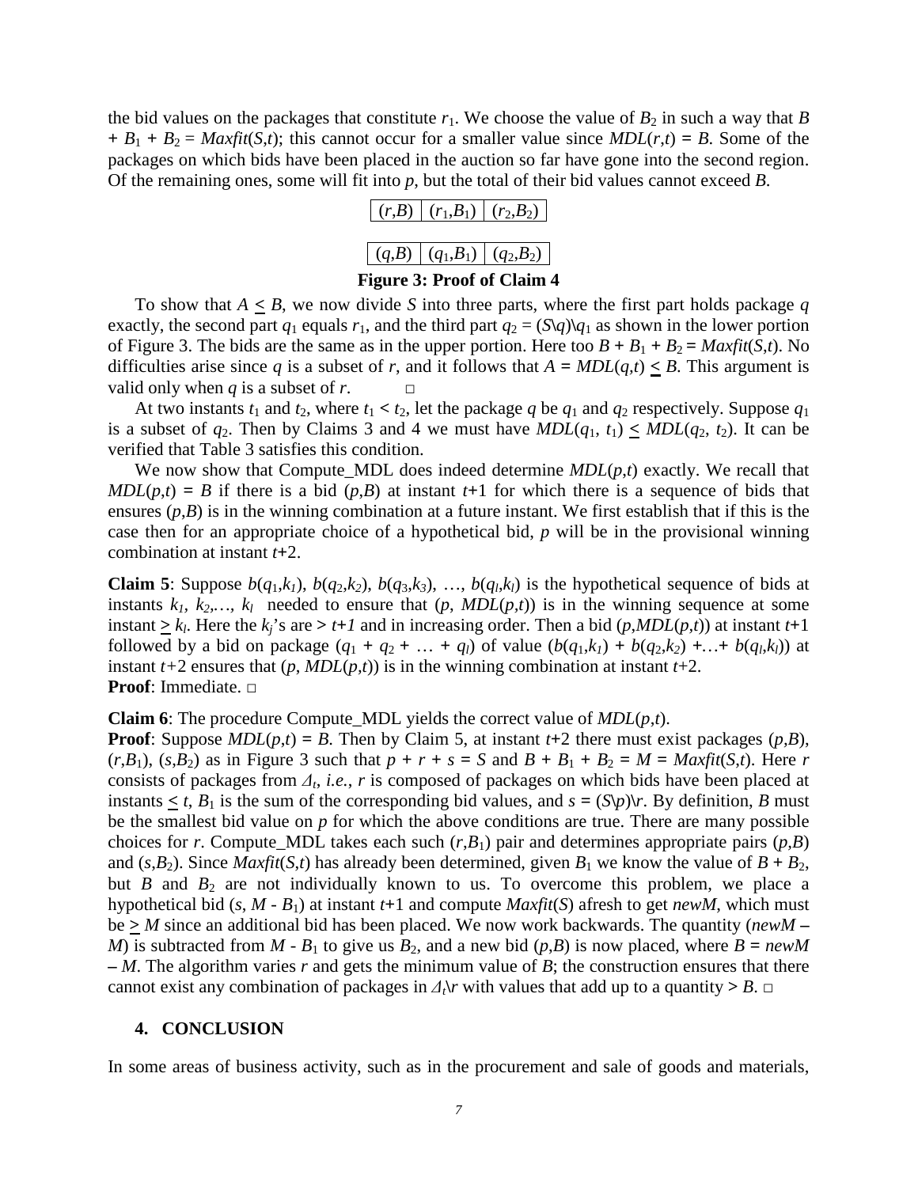the bid values on the packages that constitute $r_1$. We choose the value of $B_2$ in such a way that $B + B_1 + B_2 = Maxfit(S,t)$; this cannot occur for a smaller value since $MDL(r,t) = B$. Some of the packages on which bids have been placed in the auction so far have gone into the second region. Of the remaining ones, some will fit into $p$, but the total of their bid values cannot exceed $B$.

| $(r,B)$ | $(r_1,B_1)$ | $(r_2,B_2)$ |
|---|---|---|

| $(q,B)$ | $(q_1,B_1)$ | $(q_2,B_2)$ |
|---|---|---|

**Figure 3: Proof of Claim 4**

To show that $A \leq B$, we now divide $S$ into three parts, where the first part holds package $q$ exactly, the second part $q_1$ equals $r_1$, and the third part $q_2 = (S\backslash q)\backslash q_1$ as shown in the lower portion of Figure 3. The bids are the same as in the upper portion. Here too $B + B_1 + B_2 = Maxfit(S,t)$. No difficulties arise since $q$ is a subset of $r$, and it follows that $A = MDL(q,t) \leq B$. This argument is valid only when $q$ is a subset of $r$. □

At two instants $t_1$ and $t_2$, where $t_1 < t_2$, let the package $q$ be $q_1$ and $q_2$ respectively. Suppose $q_1$ is a subset of $q_2$. Then by Claims 3 and 4 we must have $MDL(q_1, t_1) \leq MDL(q_2, t_2)$. It can be verified that Table 3 satisfies this condition.

We now show that Compute_MDL does indeed determine $MDL(p,t)$ exactly. We recall that $MDL(p,t) = B$ if there is a bid $(p,B)$ at instant $t$+1 for which there is a sequence of bids that ensures $(p,B)$ is in the winning combination at a future instant. We first establish that if this is the case then for an appropriate choice of a hypothetical bid, $p$ will be in the provisional winning combination at instant $t$+2.

**Claim 5**: Suppose $b(q_1,k_1)$, $b(q_2,k_2)$, $b(q_3,k_3)$, …, $b(q_l,k_l)$ is the hypothetical sequence of bids at instants $k_1, k_2,…, k_l$ needed to ensure that $(p, MDL(p,t))$ is in the winning sequence at some instant $\geq k_l$. Here the $k_j$'s are $> t+1$ and in increasing order. Then a bid $(p,MDL(p,t))$ at instant $t$+1 followed by a bid on package $(q_1 + q_2 + … + q_l)$ of value $(b(q_1,k_1) + b(q_2,k_2) +…+ b(q_l,k_l))$ at instant $t$+2 ensures that $(p, MDL(p,t))$ is in the winning combination at instant $t$+2.
**Proof**: Immediate. □

**Claim 6**: The procedure Compute_MDL yields the correct value of $MDL(p,t)$.
**Proof**: Suppose $MDL(p,t) = B$. Then by Claim 5, at instant $t$+2 there must exist packages $(p,B)$, $(r,B_1)$, $(s,B_2)$ as in Figure 3 such that $p + r + s = S$ and $B + B_1 + B_2 = M = Maxfit(S,t)$. Here $r$ consists of packages from $\Delta_t$, *i.e.*, $r$ is composed of packages on which bids have been placed at instants $\leq t$, $B_1$ is the sum of the corresponding bid values, and $s = (S\backslash p)\backslash r$. By definition, $B$ must be the smallest bid value on $p$ for which the above conditions are true. There are many possible choices for $r$. Compute_MDL takes each such $(r,B_1)$ pair and determines appropriate pairs $(p,B)$ and $(s,B_2)$. Since $Maxfit(S,t)$ has already been determined, given $B_1$ we know the value of $B + B_2$, but $B$ and $B_2$ are not individually known to us. To overcome this problem, we place a hypothetical bid $(s, M - B_1)$ at instant $t$+1 and compute $Maxfit(S)$ afresh to get $newM$, which must be $\geq M$ since an additional bid has been placed. We now work backwards. The quantity $(newM - M)$ is subtracted from $M - B_1$ to give us $B_2$, and a new bid $(p,B)$ is now placed, where $B = newM - M$. The algorithm varies $r$ and gets the minimum value of $B$; the construction ensures that there cannot exist any combination of packages in $\Delta_t\backslash r$ with values that add up to a quantity $> B$. □

## 4. CONCLUSION

In some areas of business activity, such as in the procurement and sale of goods and materials,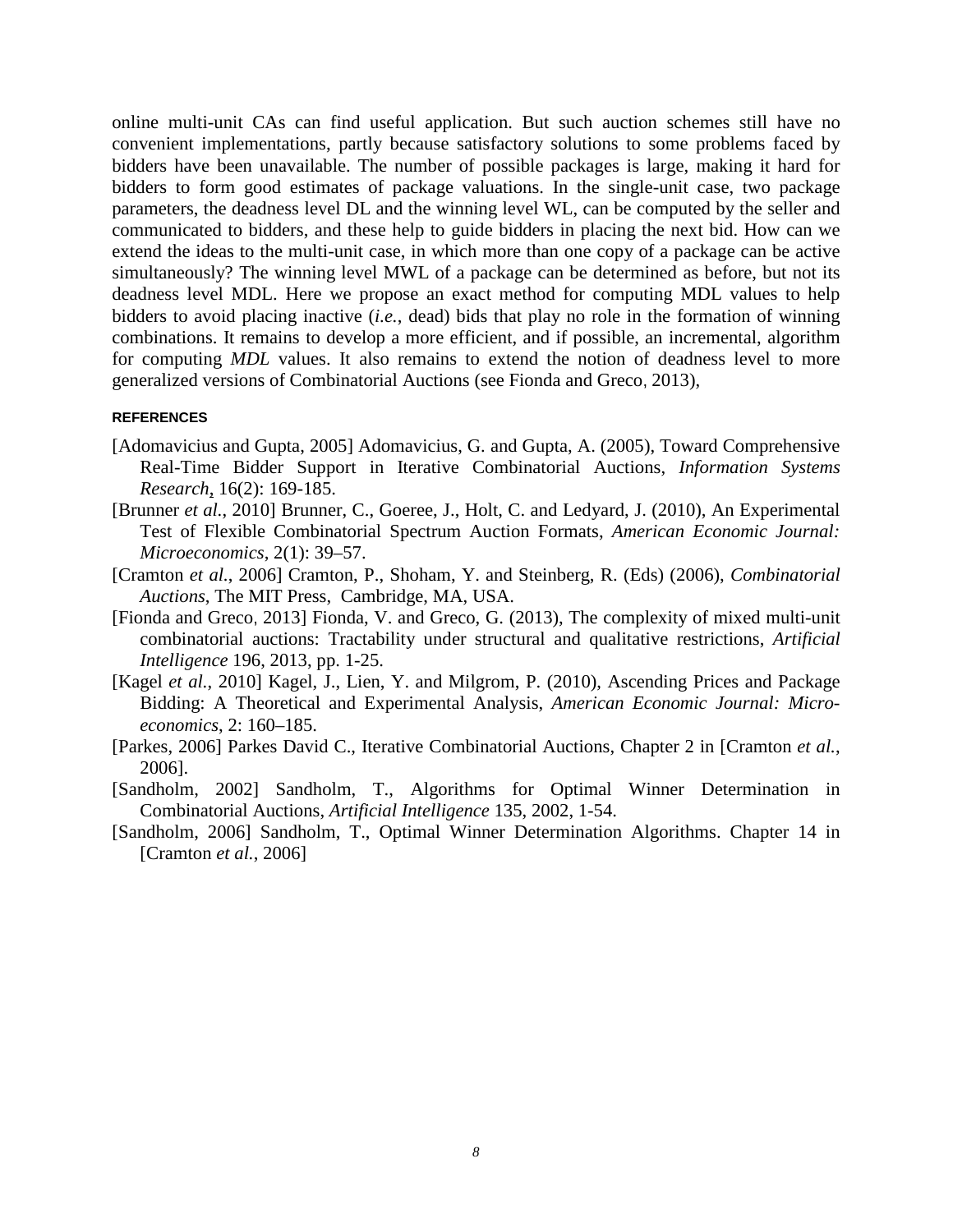online multi-unit CAs can find useful application. But such auction schemes still have no convenient implementations, partly because satisfactory solutions to some problems faced by bidders have been unavailable. The number of possible packages is large, making it hard for bidders to form good estimates of package valuations. In the single-unit case, two package parameters, the deadness level DL and the winning level WL, can be computed by the seller and communicated to bidders, and these help to guide bidders in placing the next bid. How can we extend the ideas to the multi-unit case, in which more than one copy of a package can be active simultaneously? The winning level MWL of a package can be determined as before, but not its deadness level MDL. Here we propose an exact method for computing MDL values to help bidders to avoid placing inactive (*i.e.*, dead) bids that play no role in the formation of winning combinations. It remains to develop a more efficient, and if possible, an incremental, algorithm for computing *MDL* values. It also remains to extend the notion of deadness level to more generalized versions of Combinatorial Auctions (see Fionda and Greco, 2013),

#### REFERENCES

[Adomavicius and Gupta, 2005] Adomavicius, G. and Gupta, A. (2005), Toward Comprehensive Real-Time Bidder Support in Iterative Combinatorial Auctions, *Information Systems Research*, 16(2): 169-185.

[Brunner *et al*., 2010] Brunner, C., Goeree, J., Holt, C. and Ledyard, J. (2010), An Experimental Test of Flexible Combinatorial Spectrum Auction Formats, *American Economic Journal: Microeconomics*, 2(1): 39–57.

[Cramton *et al*., 2006] Cramton, P., Shoham, Y. and Steinberg, R. (Eds) (2006), *Combinatorial Auctions*, The MIT Press, Cambridge, MA, USA.

[Fionda and Greco, 2013] Fionda, V. and Greco, G. (2013), The complexity of mixed multi-unit combinatorial auctions: Tractability under structural and qualitative restrictions, *Artificial Intelligence* 196, 2013, pp. 1-25.

[Kagel *et al*., 2010] Kagel, J., Lien, Y. and Milgrom, P. (2010), Ascending Prices and Package Bidding: A Theoretical and Experimental Analysis, *American Economic Journal: Micro-economics*, 2: 160–185.

[Parkes, 2006] Parkes David C., Iterative Combinatorial Auctions, Chapter 2 in [Cramton *et al.*, 2006].

[Sandholm, 2002] Sandholm, T., Algorithms for Optimal Winner Determination in Combinatorial Auctions, *Artificial Intelligence* 135, 2002, 1-54.

[Sandholm, 2006] Sandholm, T., Optimal Winner Determination Algorithms. Chapter 14 in [Cramton *et al.*, 2006]